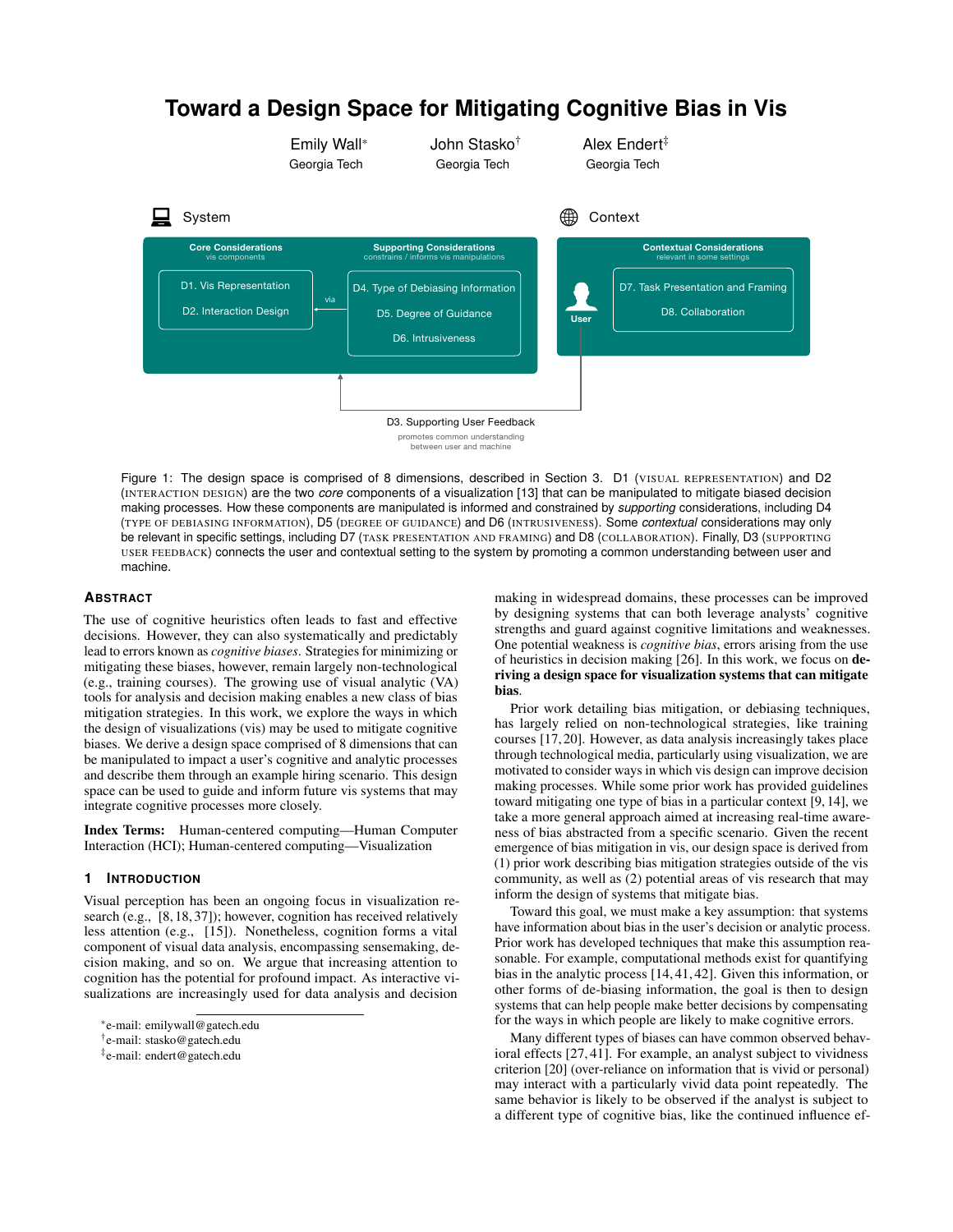# Toward a Design Space for Mitigating Cognitive Bias in Vis

Emily Wall* (Georgia Tech) John Stasko† (Georgia Tech) Alex Endert‡ (Georgia Tech)

System

Core Considerations
vis components

D1. Vis Representation
D2. Interaction Design

via

Supporting Considerations
constrains / informs vis manipulations

D4. Type of Debiasing Information
D5. Degree of Guidance
D6. Intrusiveness

Context

Contextual Considerations
relevant in some settings

User

D7. Task Presentation and Framing
D8. Collaboration

D3. Supporting User Feedback
promotes common understanding between user and machine

Figure 1: The design space is comprised of 8 dimensions, described in Section 3. D1 (VISUAL REPRESENTATION) and D2 (INTERACTION DESIGN) are the two *core* components of a visualization [13] that can be manipulated to mitigate biased decision making processes. How these components are manipulated is informed and constrained by *supporting* considerations, including D4 (TYPE OF DEBIASING INFORMATION), D5 (DEGREE OF GUIDANCE) and D6 (INTRUSIVENESS). Some *contextual* considerations may only be relevant in specific settings, including D7 (TASK PRESENTATION AND FRAMING) and D8 (COLLABORATION). Finally, D3 (SUPPORTING USER FEEDBACK) connects the user and contextual setting to the system by promoting a common understanding between user and machine.

## Abstract

The use of cognitive heuristics often leads to fast and effective decisions. However, they can also systematically and predictably lead to errors known as *cognitive biases*. Strategies for minimizing or mitigating these biases, however, remain largely non-technological (e.g., training courses). The growing use of visual analytic (VA) tools for analysis and decision making enables a new class of bias mitigation strategies. In this work, we explore the ways in which the design of visualizations (vis) may be used to mitigate cognitive biases. We derive a design space comprised of 8 dimensions that can be manipulated to impact a user's cognitive and analytic processes and describe them through an example hiring scenario. This design space can be used to guide and inform future vis systems that may integrate cognitive processes more closely.

**Index Terms:** Human-centered computing—Human Computer Interaction (HCI); Human-centered computing—Visualization

## 1 Introduction

Visual perception has been an ongoing focus in visualization research (e.g., [8, 18, 37]); however, cognition has received relatively less attention (e.g., [15]). Nonetheless, cognition forms a vital component of visual data analysis, encompassing sensemaking, decision making, and so on. We argue that increasing attention to cognition has the potential for profound impact. As interactive visualizations are increasingly used for data analysis and decision making in widespread domains, these processes can be improved by designing systems that can both leverage analysts' cognitive strengths and guard against cognitive limitations and weaknesses. One potential weakness is *cognitive bias*, errors arising from the use of heuristics in decision making [26]. In this work, we focus on **deriving a design space for visualization systems that can mitigate bias**.

Prior work detailing bias mitigation, or debiasing techniques, has largely relied on non-technological strategies, like training courses [17, 20]. However, as data analysis increasingly takes place through technological media, particularly using visualization, we are motivated to consider ways in which vis design can improve decision making processes. While some prior work has provided guidelines toward mitigating one type of bias in a particular context [9, 14], we take a more general approach aimed at increasing real-time awareness of bias abstracted from a specific scenario. Given the recent emergence of bias mitigation in vis, our design space is derived from (1) prior work describing bias mitigation strategies outside of the vis community, as well as (2) potential areas of vis research that may inform the design of systems that mitigate bias.

Toward this goal, we must make a key assumption: that systems have information about bias in the user's decision or analytic process. Prior work has developed techniques that make this assumption reasonable. For example, computational methods exist for quantifying bias in the analytic process [14, 41, 42]. Given this information, or other forms of de-biasing information, the goal is then to design systems that can help people make better decisions by compensating for the ways in which people are likely to make cognitive errors.

Many different types of biases can have common observed behavioral effects [27, 41]. For example, an analyst subject to vividness criterion [20] (over-reliance on information that is vivid or personal) may interact with a particularly vivid data point repeatedly. The same behavior is likely to be observed if the analyst is subject to a different type of cognitive bias, like the continued influence ef-

*e-mail: emilywall@gatech.edu
†e-mail: stasko@gatech.edu
‡e-mail: endert@gatech.edu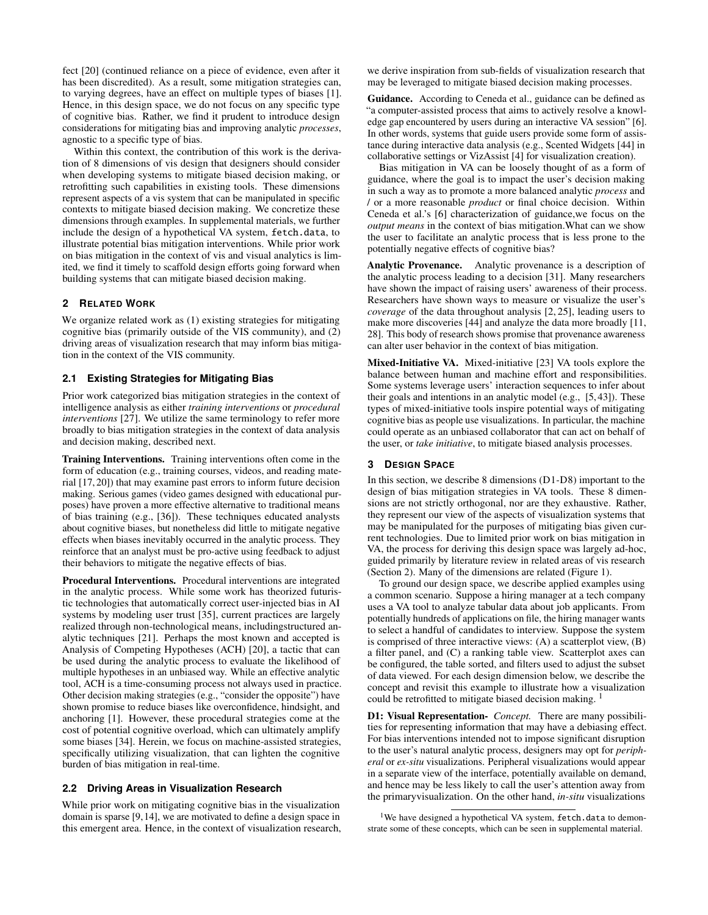fect [20] (continued reliance on a piece of evidence, even after it has been discredited). As a result, some mitigation strategies can, to varying degrees, have an effect on multiple types of biases [1]. Hence, in this design space, we do not focus on any specific type of cognitive bias. Rather, we find it prudent to introduce design considerations for mitigating bias and improving analytic *processes*, agnostic to a specific type of bias.

Within this context, the contribution of this work is the derivation of 8 dimensions of vis design that designers should consider when developing systems to mitigate biased decision making, or retrofitting such capabilities in existing tools. These dimensions represent aspects of a vis system that can be manipulated in specific contexts to mitigate biased decision making. We concretize these dimensions through examples. In supplemental materials, we further include the design of a hypothetical VA system, `fetch.data`, to illustrate potential bias mitigation interventions. While prior work on bias mitigation in the context of vis and visual analytics is limited, we find it timely to scaffold design efforts going forward when building systems that can mitigate biased decision making.

## 2 Related Work

We organize related work as (1) existing strategies for mitigating cognitive bias (primarily outside of the VIS community), and (2) driving areas of visualization research that may inform bias mitigation in the context of the VIS community.

### 2.1 Existing Strategies for Mitigating Bias

Prior work categorized bias mitigation strategies in the context of intelligence analysis as either *training interventions* or *procedural interventions* [27]. We utilize the same terminology to refer more broadly to bias mitigation strategies in the context of data analysis and decision making, described next.

**Training Interventions.** Training interventions often come in the form of education (e.g., training courses, videos, and reading material [17, 20]) that may examine past errors to inform future decision making. Serious games (video games designed with educational purposes) have proven a more effective alternative to traditional means of bias training (e.g., [36]). These techniques educated analysts about cognitive biases, but nonetheless did little to mitigate negative effects when biases inevitably occurred in the analytic process. They reinforce that an analyst must be pro-active using feedback to adjust their behaviors to mitigate the negative effects of bias.

**Procedural Interventions.** Procedural interventions are integrated in the analytic process. While some work has theorized futuristic technologies that automatically correct user-injected bias in AI systems by modeling user trust [35], current practices are largely realized through non-technological means, includingstructured analytic techniques [21]. Perhaps the most known and accepted is Analysis of Competing Hypotheses (ACH) [20], a tactic that can be used during the analytic process to evaluate the likelihood of multiple hypotheses in an unbiased way. While an effective analytic tool, ACH is a time-consuming process not always used in practice. Other decision making strategies (e.g., "consider the opposite") have shown promise to reduce biases like overconfidence, hindsight, and anchoring [1]. However, these procedural strategies come at the cost of potential cognitive overload, which can ultimately amplify some biases [34]. Herein, we focus on machine-assisted strategies, specifically utilizing visualization, that can lighten the cognitive burden of bias mitigation in real-time.

### 2.2 Driving Areas in Visualization Research

While prior work on mitigating cognitive bias in the visualization domain is sparse [9, 14], we are motivated to define a design space in this emergent area. Hence, in the context of visualization research, we derive inspiration from sub-fields of visualization research that may be leveraged to mitigate biased decision making processes.

**Guidance.** According to Ceneda et al., guidance can be defined as "a computer-assisted process that aims to actively resolve a knowledge gap encountered by users during an interactive VA session" [6]. In other words, systems that guide users provide some form of assistance during interactive data analysis (e.g., Scented Widgets [44] in collaborative settings or VizAssist [4] for visualization creation).

Bias mitigation in VA can be loosely thought of as a form of guidance, where the goal is to impact the user's decision making in such a way as to promote a more balanced analytic *process* and / or a more reasonable *product* or final choice decision. Within Ceneda et al.'s [6] characterization of guidance,we focus on the *output means* in the context of bias mitigation.What can we show the user to facilitate an analytic process that is less prone to the potentially negative effects of cognitive bias?

**Analytic Provenance.** Analytic provenance is a description of the analytic process leading to a decision [31]. Many researchers have shown the impact of raising users' awareness of their process. Researchers have shown ways to measure or visualize the user's *coverage* of the data throughout analysis [2, 25], leading users to make more discoveries [44] and analyze the data more broadly [11, 28]. This body of research shows promise that provenance awareness can alter user behavior in the context of bias mitigation.

**Mixed-Initiative VA.** Mixed-initiative [23] VA tools explore the balance between human and machine effort and responsibilities. Some systems leverage users' interaction sequences to infer about their goals and intentions in an analytic model (e.g., [5, 43]). These types of mixed-initiative tools inspire potential ways of mitigating cognitive bias as people use visualizations. In particular, the machine could operate as an unbiased collaborator that can act on behalf of the user, or *take initiative*, to mitigate biased analysis processes.

## 3 Design Space

In this section, we describe 8 dimensions (D1-D8) important to the design of bias mitigation strategies in VA tools. These 8 dimensions are not strictly orthogonal, nor are they exhaustive. Rather, they represent our view of the aspects of visualization systems that may be manipulated for the purposes of mitigating bias given current technologies. Due to limited prior work on bias mitigation in VA, the process for deriving this design space was largely ad-hoc, guided primarily by literature review in related areas of vis research (Section 2). Many of the dimensions are related (Figure 1).

To ground our design space, we describe applied examples using a common scenario. Suppose a hiring manager at a tech company uses a VA tool to analyze tabular data about job applicants. From potentially hundreds of applications on file, the hiring manager wants to select a handful of candidates to interview. Suppose the system is comprised of three interactive views: (A) a scatterplot view, (B) a filter panel, and (C) a ranking table view. Scatterplot axes can be configured, the table sorted, and filters used to adjust the subset of data viewed. For each design dimension below, we describe the concept and revisit this example to illustrate how a visualization could be retrofitted to mitigate biased decision making. [1]

**D1: Visual Representation-** *Concept.* There are many possibilities for representing information that may have a debiasing effect. For bias interventions intended not to impose significant disruption to the user's natural analytic process, designers may opt for *peripheral* or *ex-situ* visualizations. Peripheral visualizations would appear in a separate view of the interface, potentially available on demand, and hence may be less likely to call the user's attention away from the primaryvisualization. On the other hand, *in-situ* visualizations

[1] We have designed a hypothetical VA system, `fetch.data` to demonstrate some of these concepts, which can be seen in supplemental material.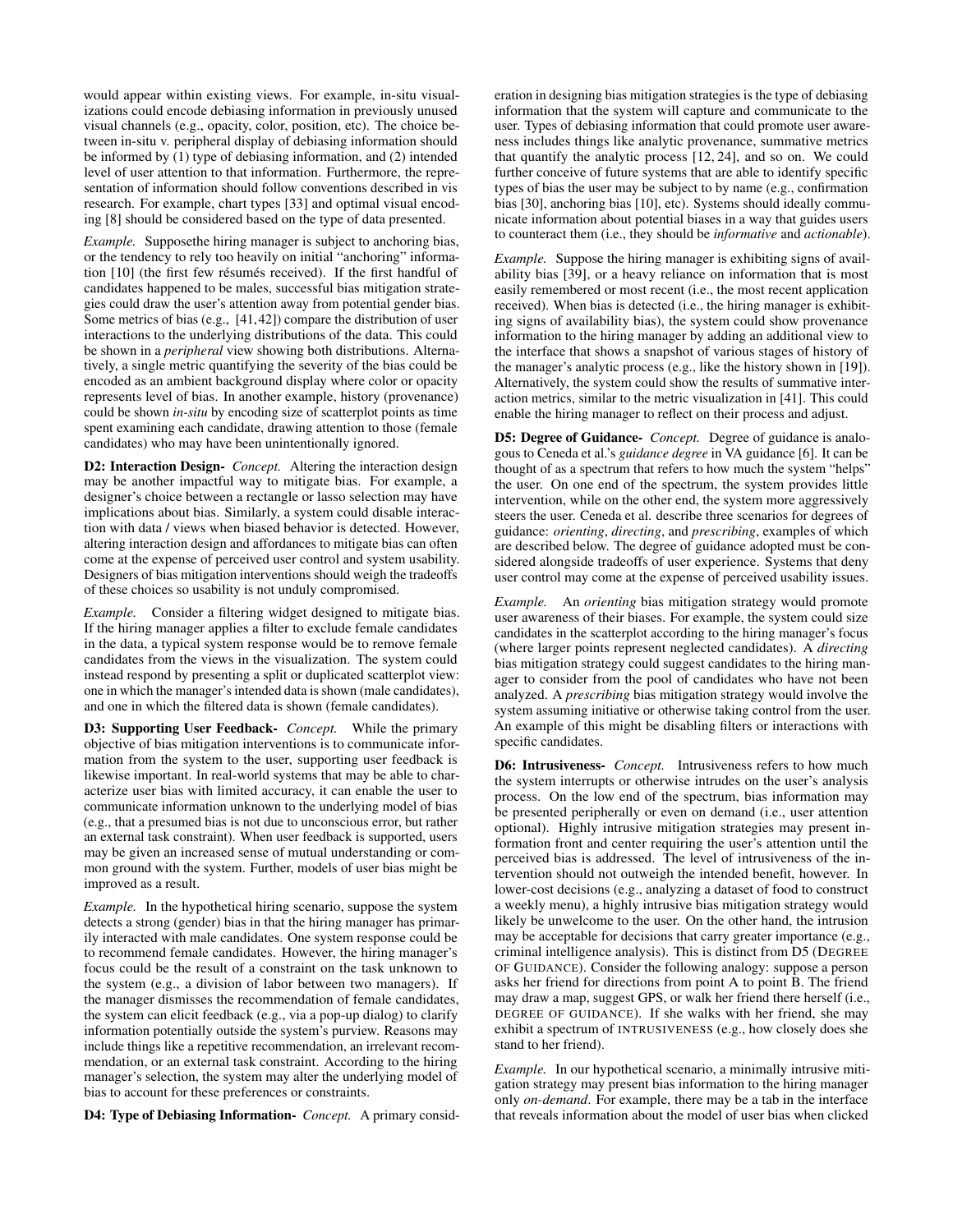would appear within existing views. For example, in-situ visualizations could encode debiasing information in previously unused visual channels (e.g., opacity, color, position, etc). The choice between in-situ v. peripheral display of debiasing information should be informed by (1) type of debiasing information, and (2) intended level of user attention to that information. Furthermore, the representation of information should follow conventions described in vis research. For example, chart types [33] and optimal visual encoding [8] should be considered based on the type of data presented.

*Example.* Supposethe hiring manager is subject to anchoring bias, or the tendency to rely too heavily on initial "anchoring" information [10] (the first few résumés received). If the first handful of candidates happened to be males, successful bias mitigation strategies could draw the user's attention away from potential gender bias. Some metrics of bias (e.g., [41,42]) compare the distribution of user interactions to the underlying distributions of the data. This could be shown in a *peripheral* view showing both distributions. Alternatively, a single metric quantifying the severity of the bias could be encoded as an ambient background display where color or opacity represents level of bias. In another example, history (provenance) could be shown *in-situ* by encoding size of scatterplot points as time spent examining each candidate, drawing attention to those (female candidates) who may have been unintentionally ignored.

**D2: Interaction Design-** *Concept.* Altering the interaction design may be another impactful way to mitigate bias. For example, a designer's choice between a rectangle or lasso selection may have implications about bias. Similarly, a system could disable interaction with data / views when biased behavior is detected. However, altering interaction design and affordances to mitigate bias can often come at the expense of perceived user control and system usability. Designers of bias mitigation interventions should weigh the tradeoffs of these choices so usability is not unduly compromised.

*Example.* Consider a filtering widget designed to mitigate bias. If the hiring manager applies a filter to exclude female candidates in the data, a typical system response would be to remove female candidates from the views in the visualization. The system could instead respond by presenting a split or duplicated scatterplot view: one in which the manager's intended data is shown (male candidates), and one in which the filtered data is shown (female candidates).

**D3: Supporting User Feedback-** *Concept.* While the primary objective of bias mitigation interventions is to communicate information from the system to the user, supporting user feedback is likewise important. In real-world systems that may be able to characterize user bias with limited accuracy, it can enable the user to communicate information unknown to the underlying model of bias (e.g., that a presumed bias is not due to unconscious error, but rather an external task constraint). When user feedback is supported, users may be given an increased sense of mutual understanding or common ground with the system. Further, models of user bias might be improved as a result.

*Example.* In the hypothetical hiring scenario, suppose the system detects a strong (gender) bias in that the hiring manager has primarily interacted with male candidates. One system response could be to recommend female candidates. However, the hiring manager's focus could be the result of a constraint on the task unknown to the system (e.g., a division of labor between two managers). If the manager dismisses the recommendation of female candidates, the system can elicit feedback (e.g., via a pop-up dialog) to clarify information potentially outside the system's purview. Reasons may include things like a repetitive recommendation, an irrelevant recommendation, or an external task constraint. According to the hiring manager's selection, the system may alter the underlying model of bias to account for these preferences or constraints.

**D4: Type of Debiasing Information-** *Concept.* A primary consideration in designing bias mitigation strategies is the type of debiasing information that the system will capture and communicate to the user. Types of debiasing information that could promote user awareness includes things like analytic provenance, summative metrics that quantify the analytic process [12, 24], and so on. We could further conceive of future systems that are able to identify specific types of bias the user may be subject to by name (e.g., confirmation bias [30], anchoring bias [10], etc). Systems should ideally communicate information about potential biases in a way that guides users to counteract them (i.e., they should be *informative* and *actionable*).

*Example.* Suppose the hiring manager is exhibiting signs of availability bias [39], or a heavy reliance on information that is most easily remembered or most recent (i.e., the most recent application received). When bias is detected (i.e., the hiring manager is exhibiting signs of availability bias), the system could show provenance information to the hiring manager by adding an additional view to the interface that shows a snapshot of various stages of history of the manager's analytic process (e.g., like the history shown in [19]). Alternatively, the system could show the results of summative interaction metrics, similar to the metric visualization in [41]. This could enable the hiring manager to reflect on their process and adjust.

**D5: Degree of Guidance-** *Concept.* Degree of guidance is analogous to Ceneda et al.'s *guidance degree* in VA guidance [6]. It can be thought of as a spectrum that refers to how much the system "helps" the user. On one end of the spectrum, the system provides little intervention, while on the other end, the system more aggressively steers the user. Ceneda et al. describe three scenarios for degrees of guidance: *orienting*, *directing*, and *prescribing*, examples of which are described below. The degree of guidance adopted must be considered alongside tradeoffs of user experience. Systems that deny user control may come at the expense of perceived usability issues.

*Example.* An *orienting* bias mitigation strategy would promote user awareness of their biases. For example, the system could size candidates in the scatterplot according to the hiring manager's focus (where larger points represent neglected candidates). A *directing* bias mitigation strategy could suggest candidates to the hiring manager to consider from the pool of candidates who have not been analyzed. A *prescribing* bias mitigation strategy would involve the system assuming initiative or otherwise taking control from the user. An example of this might be disabling filters or interactions with specific candidates.

**D6: Intrusiveness-** *Concept.* Intrusiveness refers to how much the system interrupts or otherwise intrudes on the user's analysis process. On the low end of the spectrum, bias information may be presented peripherally or even on demand (i.e., user attention optional). Highly intrusive mitigation strategies may present information front and center requiring the user's attention until the perceived bias is addressed. The level of intrusiveness of the intervention should not outweigh the intended benefit, however. In lower-cost decisions (e.g., analyzing a dataset of food to construct a weekly menu), a highly intrusive bias mitigation strategy would likely be unwelcome to the user. On the other hand, the intrusion may be acceptable for decisions that carry greater importance (e.g., criminal intelligence analysis). This is distinct from D5 (DEGREE OF GUIDANCE). Consider the following analogy: suppose a person asks her friend for directions from point A to point B. The friend may draw a map, suggest GPS, or walk her friend there herself (i.e., DEGREE OF GUIDANCE). If she walks with her friend, she may exhibit a spectrum of INTRUSIVENESS (e.g., how closely does she stand to her friend).

*Example.* In our hypothetical scenario, a minimally intrusive mitigation strategy may present bias information to the hiring manager only *on-demand*. For example, there may be a tab in the interface that reveals information about the model of user bias when clicked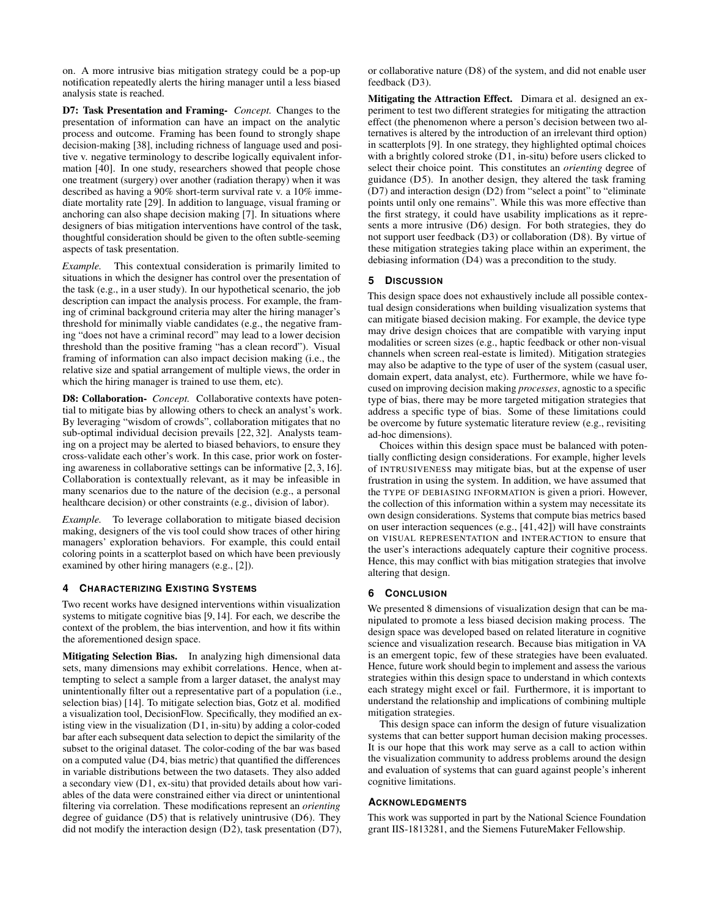on. A more intrusive bias mitigation strategy could be a pop-up notification repeatedly alerts the hiring manager until a less biased analysis state is reached.

**D7: Task Presentation and Framing-** *Concept.* Changes to the presentation of information can have an impact on the analytic process and outcome. Framing has been found to strongly shape decision-making [38], including richness of language used and positive v. negative terminology to describe logically equivalent information [40]. In one study, researchers showed that people chose one treatment (surgery) over another (radiation therapy) when it was described as having a 90% short-term survival rate v. a 10% immediate mortality rate [29]. In addition to language, visual framing or anchoring can also shape decision making [7]. In situations where designers of bias mitigation interventions have control of the task, thoughtful consideration should be given to the often subtle-seeming aspects of task presentation.

*Example.* This contextual consideration is primarily limited to situations in which the designer has control over the presentation of the task (e.g., in a user study). In our hypothetical scenario, the job description can impact the analysis process. For example, the framing of criminal background criteria may alter the hiring manager's threshold for minimally viable candidates (e.g., the negative framing "does not have a criminal record" may lead to a lower decision threshold than the positive framing "has a clean record"). Visual framing of information can also impact decision making (i.e., the relative size and spatial arrangement of multiple views, the order in which the hiring manager is trained to use them, etc).

**D8: Collaboration-** *Concept.* Collaborative contexts have potential to mitigate bias by allowing others to check an analyst's work. By leveraging "wisdom of crowds", collaboration mitigates that no sub-optimal individual decision prevails [22, 32]. Analysts teaming on a project may be alerted to biased behaviors, to ensure they cross-validate each other's work. In this case, prior work on fostering awareness in collaborative settings can be informative [2, 3, 16]. Collaboration is contextually relevant, as it may be infeasible in many scenarios due to the nature of the decision (e.g., a personal healthcare decision) or other constraints (e.g., division of labor).

*Example.* To leverage collaboration to mitigate biased decision making, designers of the vis tool could show traces of other hiring managers' exploration behaviors. For example, this could entail coloring points in a scatterplot based on which have been previously examined by other hiring managers (e.g., [2]).

## 4 Characterizing Existing Systems

Two recent works have designed interventions within visualization systems to mitigate cognitive bias [9, 14]. For each, we describe the context of the problem, the bias intervention, and how it fits within the aforementioned design space.

**Mitigating Selection Bias.** In analyzing high dimensional data sets, many dimensions may exhibit correlations. Hence, when attempting to select a sample from a larger dataset, the analyst may unintentionally filter out a representative part of a population (i.e., selection bias) [14]. To mitigate selection bias, Gotz et al. modified a visualization tool, DecisionFlow. Specifically, they modified an existing view in the visualization (D1, in-situ) by adding a color-coded bar after each subsequent data selection to depict the similarity of the subset to the original dataset. The color-coding of the bar was based on a computed value (D4, bias metric) that quantified the differences in variable distributions between the two datasets. They also added a secondary view (D1, ex-situ) that provided details about how variables of the data were constrained either via direct or unintentional filtering via correlation. These modifications represent an *orienting* degree of guidance (D5) that is relatively unintrusive (D6). They did not modify the interaction design (D2), task presentation (D7), or collaborative nature (D8) of the system, and did not enable user feedback (D3).

**Mitigating the Attraction Effect.** Dimara et al. designed an experiment to test two different strategies for mitigating the attraction effect (the phenomenon where a person's decision between two alternatives is altered by the introduction of an irrelevant third option) in scatterplots [9]. In one strategy, they highlighted optimal choices with a brightly colored stroke (D1, in-situ) before users clicked to select their choice point. This constitutes an *orienting* degree of guidance (D5). In another design, they altered the task framing (D7) and interaction design (D2) from "select a point" to "eliminate points until only one remains". While this was more effective than the first strategy, it could have usability implications as it represents a more intrusive (D6) design. For both strategies, they do not support user feedback (D3) or collaboration (D8). By virtue of these mitigation strategies taking place within an experiment, the debiasing information (D4) was a precondition to the study.

## 5 Discussion

This design space does not exhaustively include all possible contextual design considerations when building visualization systems that can mitigate biased decision making. For example, the device type may drive design choices that are compatible with varying input modalities or screen sizes (e.g., haptic feedback or other non-visual channels when screen real-estate is limited). Mitigation strategies may also be adaptive to the type of user of the system (casual user, domain expert, data analyst, etc). Furthermore, while we have focused on improving decision making *processes*, agnostic to a specific type of bias, there may be more targeted mitigation strategies that address a specific type of bias. Some of these limitations could be overcome by future systematic literature review (e.g., revisiting ad-hoc dimensions).

Choices within this design space must be balanced with potentially conflicting design considerations. For example, higher levels of INTRUSIVENESS may mitigate bias, but at the expense of user frustration in using the system. In addition, we have assumed that the TYPE OF DEBIASING INFORMATION is given a priori. However, the collection of this information within a system may necessitate its own design considerations. Systems that compute bias metrics based on user interaction sequences (e.g., [41, 42]) will have constraints on VISUAL REPRESENTATION and INTERACTION to ensure that the user's interactions adequately capture their cognitive process. Hence, this may conflict with bias mitigation strategies that involve altering that design.

## 6 Conclusion

We presented 8 dimensions of visualization design that can be manipulated to promote a less biased decision making process. The design space was developed based on related literature in cognitive science and visualization research. Because bias mitigation in VA is an emergent topic, few of these strategies have been evaluated. Hence, future work should begin to implement and assess the various strategies within this design space to understand in which contexts each strategy might excel or fail. Furthermore, it is important to understand the relationship and implications of combining multiple mitigation strategies.

This design space can inform the design of future visualization systems that can better support human decision making processes. It is our hope that this work may serve as a call to action within the visualization community to address problems around the design and evaluation of systems that can guard against people's inherent cognitive limitations.

## Acknowledgments

This work was supported in part by the National Science Foundation grant IIS-1813281, and the Siemens FutureMaker Fellowship.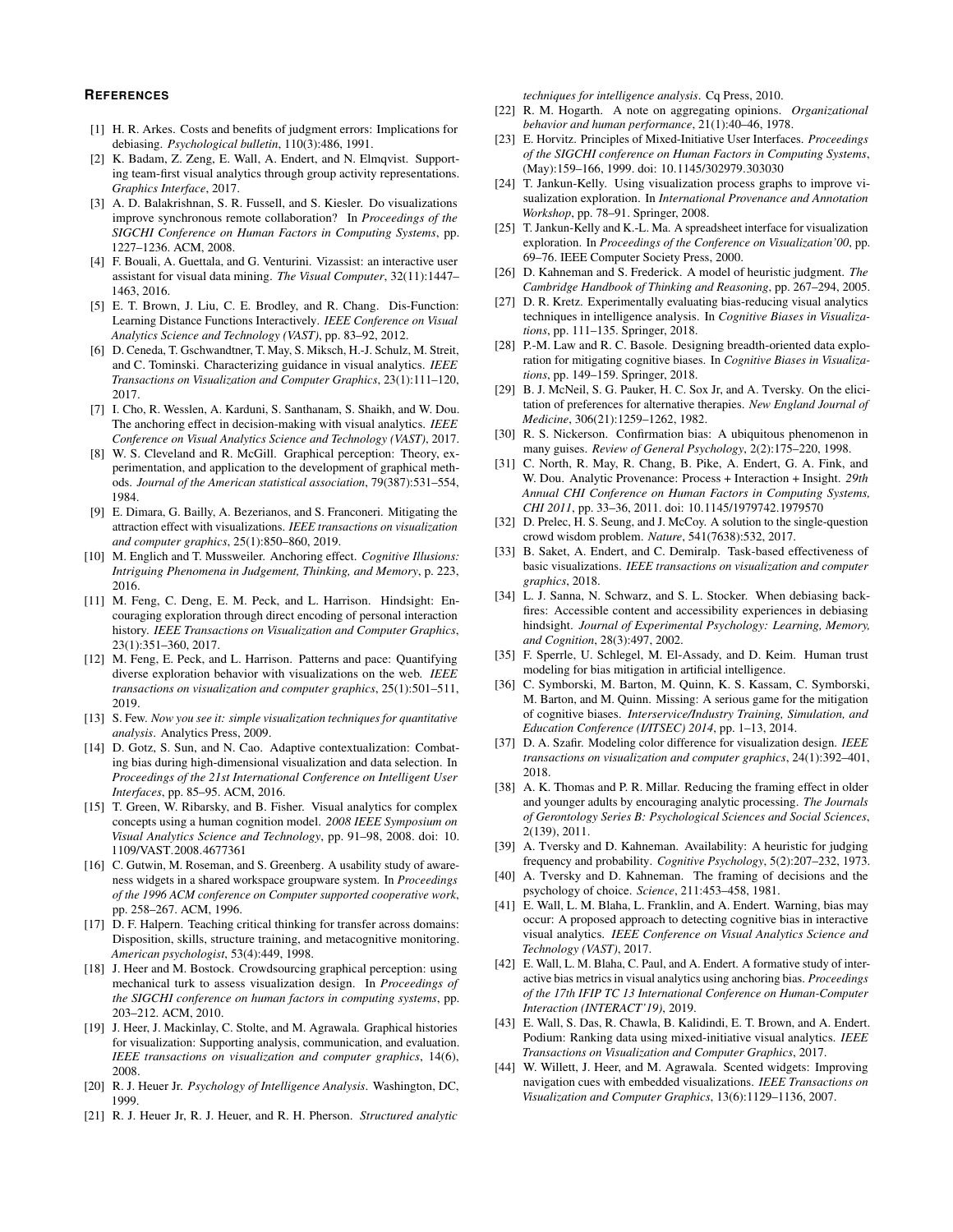## REFERENCES

[1] H. R. Arkes. Costs and benefits of judgment errors: Implications for debiasing. *Psychological bulletin*, 110(3):486, 1991.

[2] K. Badam, Z. Zeng, E. Wall, A. Endert, and N. Elmqvist. Supporting team-first visual analytics through group activity representations. *Graphics Interface*, 2017.

[3] A. D. Balakrishnan, S. R. Fussell, and S. Kiesler. Do visualizations improve synchronous remote collaboration? In *Proceedings of the SIGCHI Conference on Human Factors in Computing Systems*, pp. 1227–1236. ACM, 2008.

[4] F. Bouali, A. Guettala, and G. Venturini. Vizassist: an interactive user assistant for visual data mining. *The Visual Computer*, 32(11):1447–1463, 2016.

[5] E. T. Brown, J. Liu, C. E. Brodley, and R. Chang. Dis-Function: Learning Distance Functions Interactively. *IEEE Conference on Visual Analytics Science and Technology (VAST)*, pp. 83–92, 2012.

[6] D. Ceneda, T. Gschwandtner, T. May, S. Miksch, H.-J. Schulz, M. Streit, and C. Tominski. Characterizing guidance in visual analytics. *IEEE Transactions on Visualization and Computer Graphics*, 23(1):111–120, 2017.

[7] I. Cho, R. Wesslen, A. Karduni, S. Santhanam, S. Shaikh, and W. Dou. The anchoring effect in decision-making with visual analytics. *IEEE Conference on Visual Analytics Science and Technology (VAST)*, 2017.

[8] W. S. Cleveland and R. McGill. Graphical perception: Theory, experimentation, and application to the development of graphical methods. *Journal of the American statistical association*, 79(387):531–554, 1984.

[9] E. Dimara, G. Bailly, A. Bezerianos, and S. Franconeri. Mitigating the attraction effect with visualizations. *IEEE transactions on visualization and computer graphics*, 25(1):850–860, 2019.

[10] M. Englich and T. Mussweiler. Anchoring effect. *Cognitive Illusions: Intriguing Phenomena in Judgement, Thinking, and Memory*, p. 223, 2016.

[11] M. Feng, C. Deng, E. M. Peck, and L. Harrison. Hindsight: Encouraging exploration through direct encoding of personal interaction history. *IEEE Transactions on Visualization and Computer Graphics*, 23(1):351–360, 2017.

[12] M. Feng, E. Peck, and L. Harrison. Patterns and pace: Quantifying diverse exploration behavior with visualizations on the web. *IEEE transactions on visualization and computer graphics*, 25(1):501–511, 2019.

[13] S. Few. *Now you see it: simple visualization techniques for quantitative analysis*. Analytics Press, 2009.

[14] D. Gotz, S. Sun, and N. Cao. Adaptive contextualization: Combating bias during high-dimensional visualization and data selection. In *Proceedings of the 21st International Conference on Intelligent User Interfaces*, pp. 85–95. ACM, 2016.

[15] T. Green, W. Ribarsky, and B. Fisher. Visual analytics for complex concepts using a human cognition model. *2008 IEEE Symposium on Visual Analytics Science and Technology*, pp. 91–98, 2008. doi: 10.1109/VAST.2008.4677361

[16] C. Gutwin, M. Roseman, and S. Greenberg. A usability study of awareness widgets in a shared workspace groupware system. In *Proceedings of the 1996 ACM conference on Computer supported cooperative work*, pp. 258–267. ACM, 1996.

[17] D. F. Halpern. Teaching critical thinking for transfer across domains: Disposition, skills, structure training, and metacognitive monitoring. *American psychologist*, 53(4):449, 1998.

[18] J. Heer and M. Bostock. Crowdsourcing graphical perception: using mechanical turk to assess visualization design. In *Proceedings of the SIGCHI conference on human factors in computing systems*, pp. 203–212. ACM, 2010.

[19] J. Heer, J. Mackinlay, C. Stolte, and M. Agrawala. Graphical histories for visualization: Supporting analysis, communication, and evaluation. *IEEE transactions on visualization and computer graphics*, 14(6), 2008.

[20] R. J. Heuer Jr. *Psychology of Intelligence Analysis*. Washington, DC, 1999.

[21] R. J. Heuer Jr, R. J. Heuer, and R. H. Pherson. *Structured analytic techniques for intelligence analysis*. Cq Press, 2010.

[22] R. M. Hogarth. A note on aggregating opinions. *Organizational behavior and human performance*, 21(1):40–46, 1978.

[23] E. Horvitz. Principles of Mixed-Initiative User Interfaces. *Proceedings of the SIGCHI conference on Human Factors in Computing Systems*, (May):159–166, 1999. doi: 10.1145/302979.303030

[24] T. Jankun-Kelly. Using visualization process graphs to improve visualization exploration. In *International Provenance and Annotation Workshop*, pp. 78–91. Springer, 2008.

[25] T. Jankun-Kelly and K.-L. Ma. A spreadsheet interface for visualization exploration. In *Proceedings of the Conference on Visualization'00*, pp. 69–76. IEEE Computer Society Press, 2000.

[26] D. Kahneman and S. Frederick. A model of heuristic judgment. *The Cambridge Handbook of Thinking and Reasoning*, pp. 267–294, 2005.

[27] D. R. Kretz. Experimentally evaluating bias-reducing visual analytics techniques in intelligence analysis. In *Cognitive Biases in Visualizations*, pp. 111–135. Springer, 2018.

[28] P.-M. Law and R. C. Basole. Designing breadth-oriented data exploration for mitigating cognitive biases. In *Cognitive Biases in Visualizations*, pp. 149–159. Springer, 2018.

[29] B. J. McNeil, S. G. Pauker, H. C. Sox Jr, and A. Tversky. On the elicitation of preferences for alternative therapies. *New England Journal of Medicine*, 306(21):1259–1262, 1982.

[30] R. S. Nickerson. Confirmation bias: A ubiquitous phenomenon in many guises. *Review of General Psychology*, 2(2):175–220, 1998.

[31] C. North, R. May, R. Chang, B. Pike, A. Endert, G. A. Fink, and W. Dou. Analytic Provenance: Process + Interaction + Insight. *29th Annual CHI Conference on Human Factors in Computing Systems, CHI 2011*, pp. 33–36, 2011. doi: 10.1145/1979742.1979570

[32] D. Prelec, H. S. Seung, and J. McCoy. A solution to the single-question crowd wisdom problem. *Nature*, 541(7638):532, 2017.

[33] B. Saket, A. Endert, and C. Demiralp. Task-based effectiveness of basic visualizations. *IEEE transactions on visualization and computer graphics*, 2018.

[34] L. J. Sanna, N. Schwarz, and S. L. Stocker. When debiasing backfires: Accessible content and accessibility experiences in debiasing hindsight. *Journal of Experimental Psychology: Learning, Memory, and Cognition*, 28(3):497, 2002.

[35] F. Sperrle, U. Schlegel, M. El-Assady, and D. Keim. Human trust modeling for bias mitigation in artificial intelligence.

[36] C. Symborski, M. Barton, M. Quinn, K. S. Kassam, C. Symborski, M. Barton, and M. Quinn. Missing: A serious game for the mitigation of cognitive biases. *Interservice/Industry Training, Simulation, and Education Conference (I/ITSEC) 2014*, pp. 1–13, 2014.

[37] D. A. Szafir. Modeling color difference for visualization design. *IEEE transactions on visualization and computer graphics*, 24(1):392–401, 2018.

[38] A. K. Thomas and P. R. Millar. Reducing the framing effect in older and younger adults by encouraging analytic processing. *The Journals of Gerontology Series B: Psychological Sciences and Social Sciences*, 2(139), 2011.

[39] A. Tversky and D. Kahneman. Availability: A heuristic for judging frequency and probability. *Cognitive Psychology*, 5(2):207–232, 1973.

[40] A. Tversky and D. Kahneman. The framing of decisions and the psychology of choice. *Science*, 211:453–458, 1981.

[41] E. Wall, L. M. Blaha, L. Franklin, and A. Endert. Warning, bias may occur: A proposed approach to detecting cognitive bias in interactive visual analytics. *IEEE Conference on Visual Analytics Science and Technology (VAST)*, 2017.

[42] E. Wall, L. M. Blaha, C. Paul, and A. Endert. A formative study of interactive bias metrics in visual analytics using anchoring bias. *Proceedings of the 17th IFIP TC 13 International Conference on Human-Computer Interaction (INTERACT'19)*, 2019.

[43] E. Wall, S. Das, R. Chawla, B. Kalidindi, E. T. Brown, and A. Endert. Podium: Ranking data using mixed-initiative visual analytics. *IEEE Transactions on Visualization and Computer Graphics*, 2017.

[44] W. Willett, J. Heer, and M. Agrawala. Scented widgets: Improving navigation cues with embedded visualizations. *IEEE Transactions on Visualization and Computer Graphics*, 13(6):1129–1136, 2007.